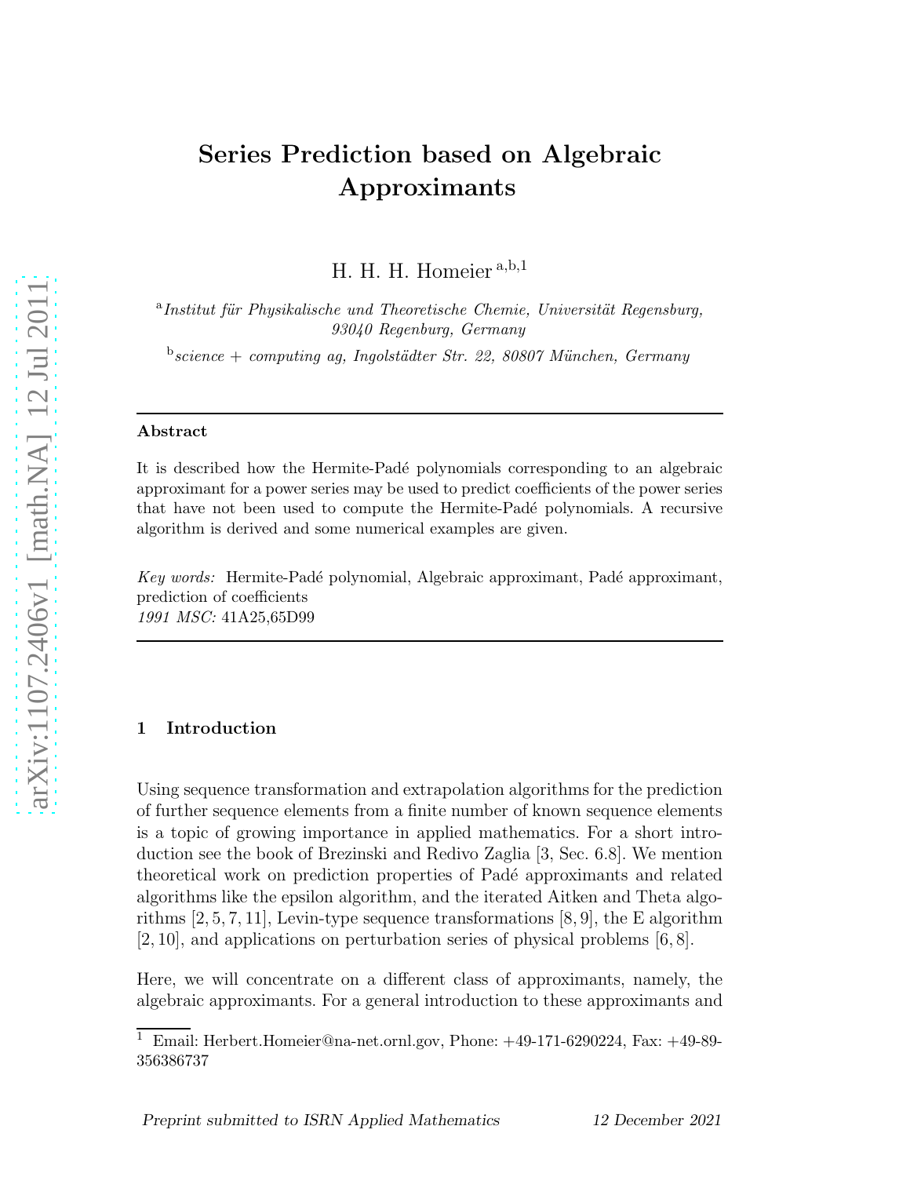# Series Prediction based on Algebraic Approximants

H. H. H. Homeier [a,b,1]

[a] *Institut für Physikalische und Theoretische Chemie, Universität Regensburg, 93040 Regenburg, Germany*

[b] *science + computing ag, Ingolstädter Str. 22, 80807 München, Germany*

---

**Abstract**

It is described how the Hermite-Padé polynomials corresponding to an algebraic approximant for a power series may be used to predict coefficients of the power series that have not been used to compute the Hermite-Padé polynomials. A recursive algorithm is derived and some numerical examples are given.

*Key words:* Hermite-Padé polynomial, Algebraic approximant, Padé approximant, prediction of coefficients
*1991 MSC:* 41A25,65D99

---

## 1 Introduction

Using sequence transformation and extrapolation algorithms for the prediction of further sequence elements from a finite number of known sequence elements is a topic of growing importance in applied mathematics. For a short introduction see the book of Brezinski and Redivo Zaglia [3, Sec. 6.8]. We mention theoretical work on prediction properties of Padé approximants and related algorithms like the epsilon algorithm, and the iterated Aitken and Theta algorithms [2, 5, 7, 11], Levin-type sequence transformations [8, 9], the E algorithm [2, 10], and applications on perturbation series of physical problems [6, 8].

Here, we will concentrate on a different class of approximants, namely, the algebraic approximants. For a general introduction to these approximants and

[1] Email: Herbert.Homeier@na-net.ornl.gov, Phone: +49-171-6290224, Fax: +49-89-356386737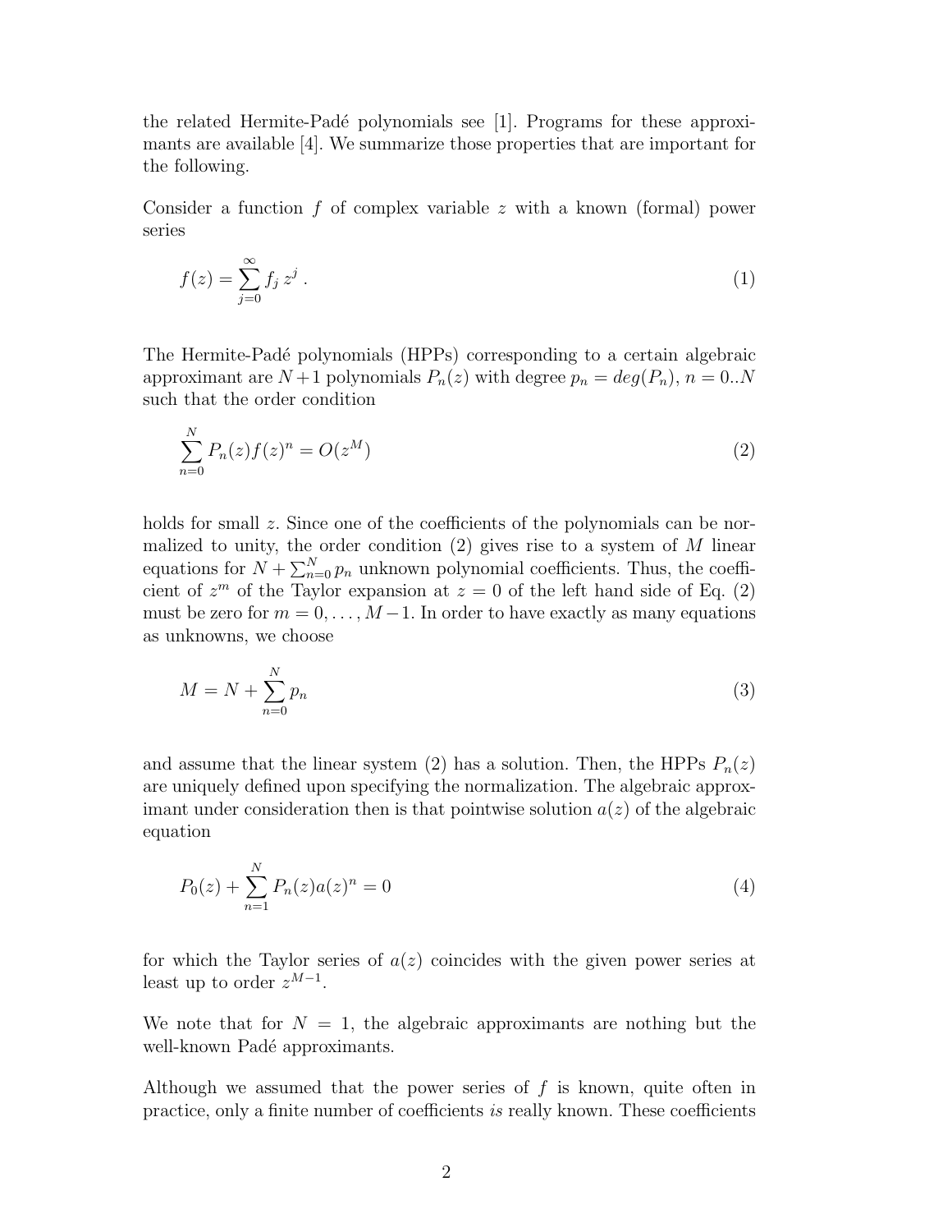the related Hermite-Padé polynomials see [1]. Programs for these approximants are available [4]. We summarize those properties that are important for the following.

Consider a function $f$ of complex variable $z$ with a known (formal) power series

$$f(z) = \sum_{j=0}^{\infty} f_j \, z^j \; . \tag{1}$$

The Hermite-Padé polynomials (HPPs) corresponding to a certain algebraic approximant are $N+1$ polynomials $P_n(z)$ with degree $p_n = deg(P_n)$, $n = 0..N$ such that the order condition

$$\sum_{n=0}^{N} P_n(z) f(z)^n = O(z^M) \tag{2}$$

holds for small $z$. Since one of the coefficients of the polynomials can be normalized to unity, the order condition (2) gives rise to a system of $M$ linear equations for $N + \sum_{n=0}^{N} p_n$ unknown polynomial coefficients. Thus, the coefficient of $z^m$ of the Taylor expansion at $z = 0$ of the left hand side of Eq. (2) must be zero for $m = 0, \ldots, M-1$. In order to have exactly as many equations as unknowns, we choose

$$M = N + \sum_{n=0}^{N} p_n \tag{3}$$

and assume that the linear system (2) has a solution. Then, the HPPs $P_n(z)$ are uniquely defined upon specifying the normalization. The algebraic approximant under consideration then is that pointwise solution $a(z)$ of the algebraic equation

$$P_0(z) + \sum_{n=1}^{N} P_n(z) a(z)^n = 0 \tag{4}$$

for which the Taylor series of $a(z)$ coincides with the given power series at least up to order $z^{M-1}$.

We note that for $N = 1$, the algebraic approximants are nothing but the well-known Padé approximants.

Although we assumed that the power series of $f$ is known, quite often in practice, only a finite number of coefficients *is* really known. These coefficients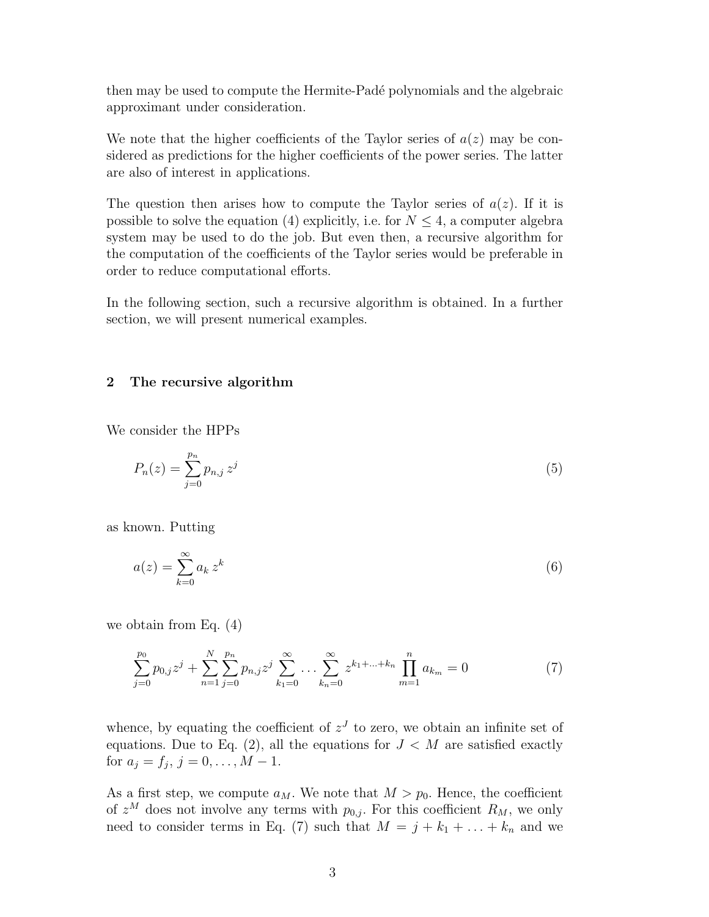then may be used to compute the Hermite-Padé polynomials and the algebraic approximant under consideration.

We note that the higher coefficients of the Taylor series of $a(z)$ may be considered as predictions for the higher coefficients of the power series. The latter are also of interest in applications.

The question then arises how to compute the Taylor series of $a(z)$. If it is possible to solve the equation (4) explicitly, i.e. for $N \leq 4$, a computer algebra system may be used to do the job. But even then, a recursive algorithm for the computation of the coefficients of the Taylor series would be preferable in order to reduce computational efforts.

In the following section, such a recursive algorithm is obtained. In a further section, we will present numerical examples.

## 2 The recursive algorithm

We consider the HPPs

$$P_n(z) = \sum_{j=0}^{p_n} p_{n,j}\, z^j \tag{5}$$

as known. Putting

$$a(z) = \sum_{k=0}^{\infty} a_k\, z^k \tag{6}$$

we obtain from Eq. (4)

$$\sum_{j=0}^{p_0} p_{0,j} z^j + \sum_{n=1}^{N} \sum_{j=0}^{p_n} p_{n,j} z^j \sum_{k_1=0}^{\infty} \ldots \sum_{k_n=0}^{\infty} z^{k_1+\ldots+k_n} \prod_{m=1}^{n} a_{k_m} = 0 \tag{7}$$

whence, by equating the coefficient of $z^J$ to zero, we obtain an infinite set of equations. Due to Eq. (2), all the equations for $J < M$ are satisfied exactly for $a_j = f_j$, $j = 0, \ldots, M-1$.

As a first step, we compute $a_M$. We note that $M > p_0$. Hence, the coefficient of $z^M$ does not involve any terms with $p_{0,j}$. For this coefficient $R_M$, we only need to consider terms in Eq. (7) such that $M = j + k_1 + \ldots + k_n$ and we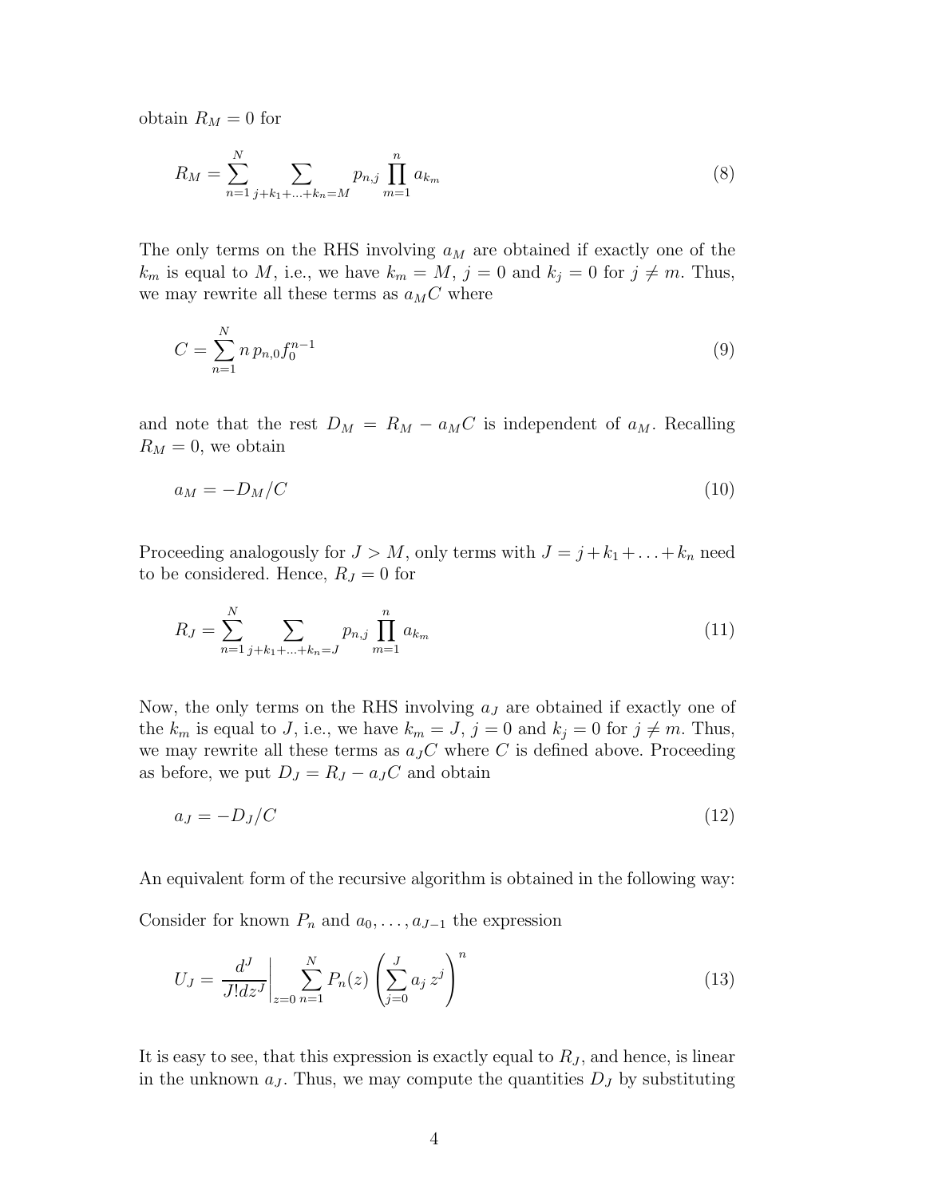obtain $R_M = 0$ for

$$R_M = \sum_{n=1}^{N} \sum_{j+k_1+\ldots+k_n=M} p_{n,j} \prod_{m=1}^{n} a_{k_m} \tag{8}$$

The only terms on the RHS involving $a_M$ are obtained if exactly one of the $k_m$ is equal to $M$, i.e., we have $k_m = M$, $j = 0$ and $k_j = 0$ for $j \neq m$. Thus, we may rewrite all these terms as $a_M C$ where

$$C = \sum_{n=1}^{N} n\, p_{n,0} f_0^{n-1} \tag{9}$$

and note that the rest $D_M = R_M - a_M C$ is independent of $a_M$. Recalling $R_M = 0$, we obtain

$$a_M = -D_M/C \tag{10}$$

Proceeding analogously for $J > M$, only terms with $J = j + k_1 + \ldots + k_n$ need to be considered. Hence, $R_J = 0$ for

$$R_J = \sum_{n=1}^{N} \sum_{j+k_1+\ldots+k_n=J} p_{n,j} \prod_{m=1}^{n} a_{k_m} \tag{11}$$

Now, the only terms on the RHS involving $a_J$ are obtained if exactly one of the $k_m$ is equal to $J$, i.e., we have $k_m = J$, $j = 0$ and $k_j = 0$ for $j \neq m$. Thus, we may rewrite all these terms as $a_J C$ where $C$ is defined above. Proceeding as before, we put $D_J = R_J - a_J C$ and obtain

$$a_J = -D_J/C \tag{12}$$

An equivalent form of the recursive algorithm is obtained in the following way:

Consider for known $P_n$ and $a_0, \ldots, a_{J-1}$ the expression

$$U_J = \left.\frac{d^J}{J! dz^J}\right|_{z=0} \sum_{n=1}^{N} P_n(z) \left( \sum_{j=0}^{J} a_j\, z^j \right)^n \tag{13}$$

It is easy to see, that this expression is exactly equal to $R_J$, and hence, is linear in the unknown $a_J$. Thus, we may compute the quantities $D_J$ by substituting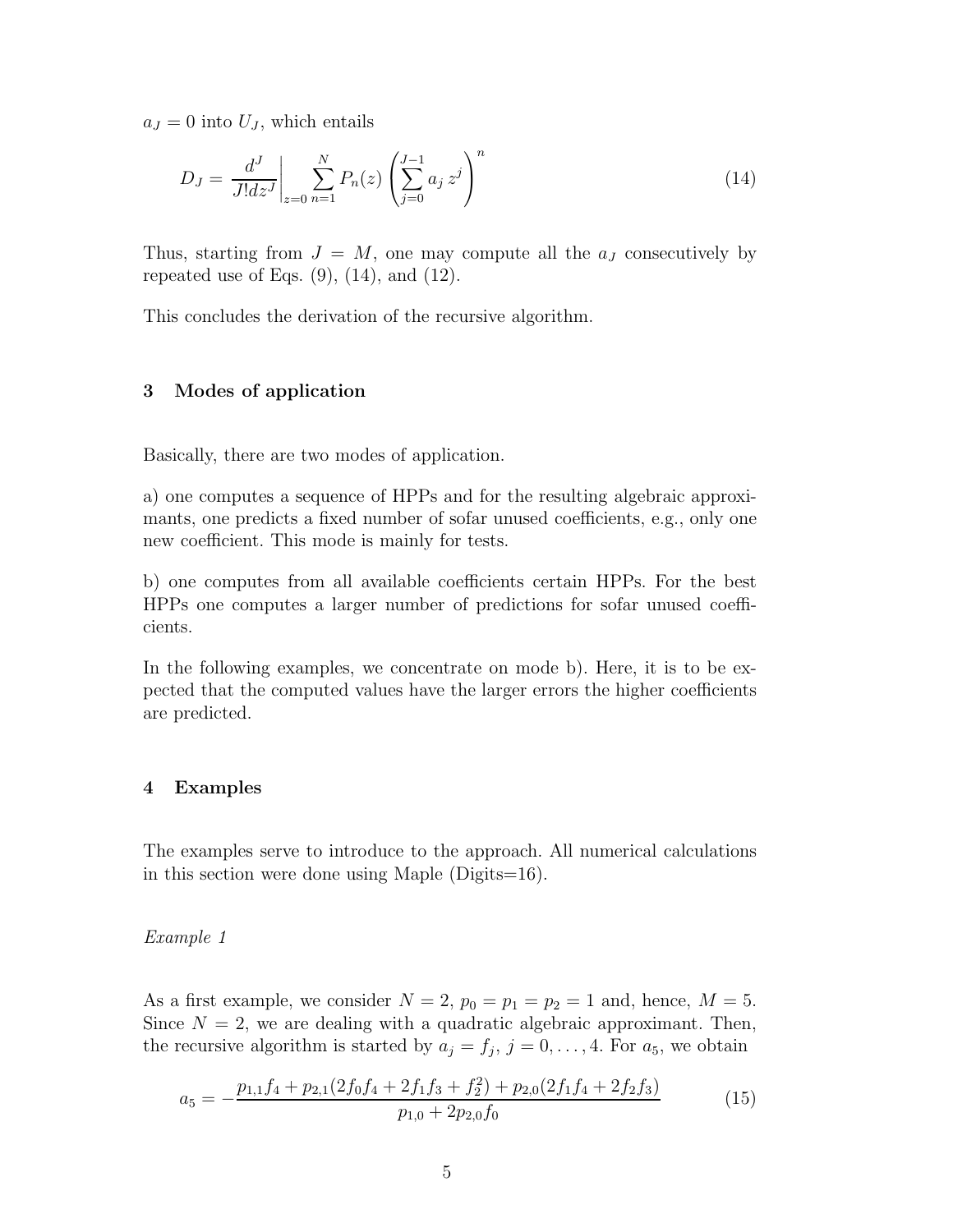$a_J = 0$ into $U_J$, which entails

$$D_J = \left.\frac{d^J}{J!dz^J}\right|_{z=0} \sum_{n=1}^{N} P_n(z) \left(\sum_{j=0}^{J-1} a_j\, z^j\right)^n \tag{14}$$

Thus, starting from $J = M$, one may compute all the $a_J$ consecutively by repeated use of Eqs. (9), (14), and (12).

This concludes the derivation of the recursive algorithm.

## 3 Modes of application

Basically, there are two modes of application.

a) one computes a sequence of HPPs and for the resulting algebraic approximants, one predicts a fixed number of sofar unused coefficients, e.g., only one new coefficient. This mode is mainly for tests.

b) one computes from all available coefficients certain HPPs. For the best HPPs one computes a larger number of predictions for sofar unused coefficients.

In the following examples, we concentrate on mode b). Here, it is to be expected that the computed values have the larger errors the higher coefficients are predicted.

## 4 Examples

The examples serve to introduce to the approach. All numerical calculations in this section were done using Maple (Digits=16).

*Example 1*

As a first example, we consider $N = 2$, $p_0 = p_1 = p_2 = 1$ and, hence, $M = 5$. Since $N = 2$, we are dealing with a quadratic algebraic approximant. Then, the recursive algorithm is started by $a_j = f_j$, $j = 0, \ldots, 4$. For $a_5$, we obtain

$$a_5 = -\frac{p_{1,1} f_4 + p_{2,1}(2f_0 f_4 + 2f_1 f_3 + f_2^2) + p_{2,0}(2f_1 f_4 + 2f_2 f_3)}{p_{1,0} + 2p_{2,0} f_0} \tag{15}$$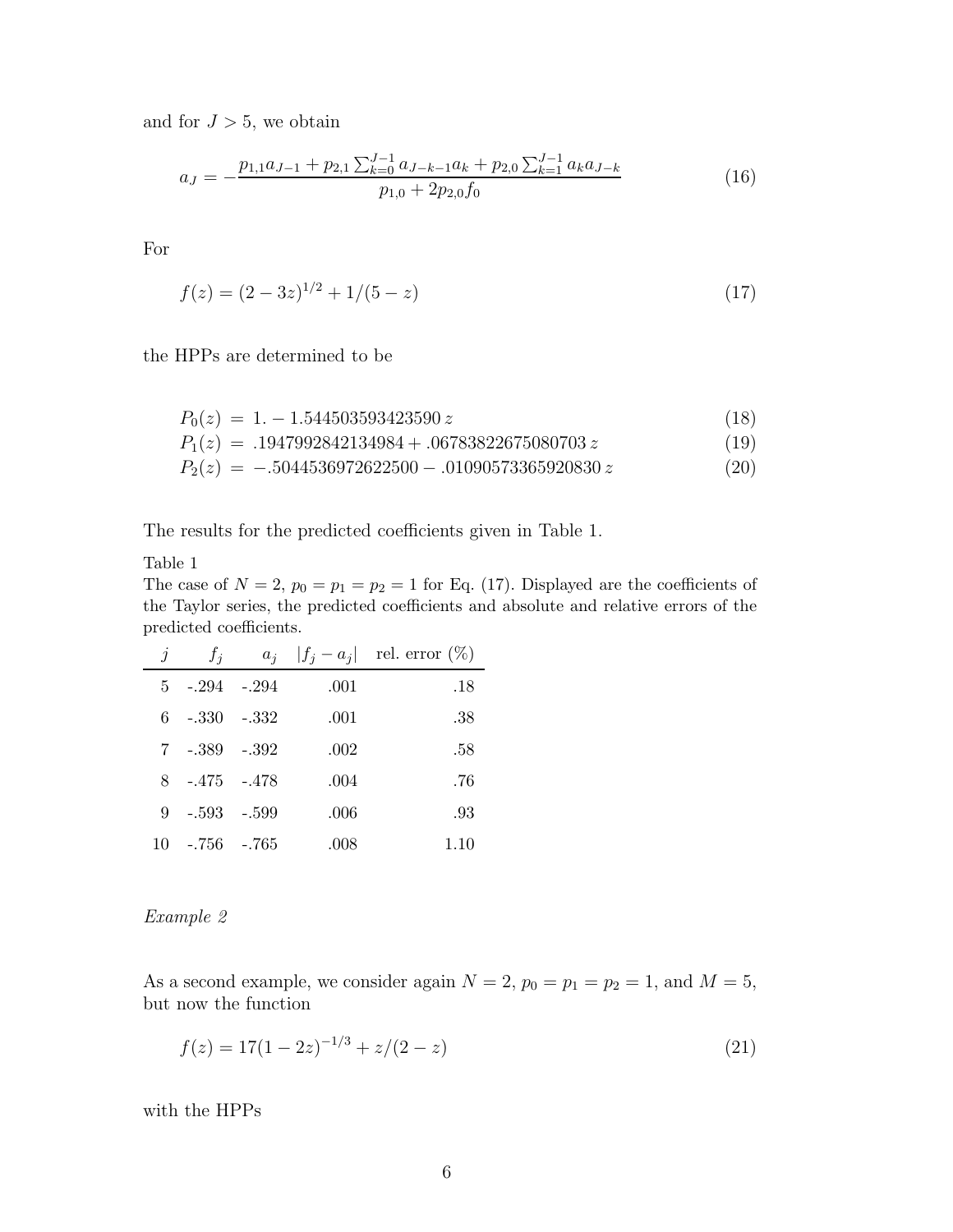and for $J > 5$, we obtain

$$a_J = -\frac{p_{1,1} a_{J-1} + p_{2,1} \sum_{k=0}^{J-1} a_{J-k-1} a_k + p_{2,0} \sum_{k=1}^{J-1} a_k a_{J-k}}{p_{1,0} + 2 p_{2,0} f_0} \tag{16}$$

For

$$f(z) = (2 - 3z)^{1/2} + 1/(5 - z) \tag{17}$$

the HPPs are determined to be

$$P_0(z) \;=\; 1. - 1.544503593423590\, z \tag{18}$$

$$P_1(z) \;=\; .1947992842134984 + .06783822675080703\, z \tag{19}$$

$$P_2(z) \;=\; -.5044536972622500 - .01090573365920830\, z \tag{20}$$

The results for the predicted coefficients given in Table 1.

Table 1
The case of $N = 2$, $p_0 = p_1 = p_2 = 1$ for Eq. (17). Displayed are the coefficients of the Taylor series, the predicted coefficients and absolute and relative errors of the predicted coefficients.

| $j$ | $f_j$ | $a_j$ | $\lvert f_j - a_j \rvert$ | rel. error (%) |
|---|---|---|---|---|
| 5 | -.294 | -.294 | .001 | .18 |
| 6 | -.330 | -.332 | .001 | .38 |
| 7 | -.389 | -.392 | .002 | .58 |
| 8 | -.475 | -.478 | .004 | .76 |
| 9 | -.593 | -.599 | .006 | .93 |
| 10 | -.756 | -.765 | .008 | 1.10 |

*Example 2*

As a second example, we consider again $N = 2$, $p_0 = p_1 = p_2 = 1$, and $M = 5$, but now the function

$$f(z) = 17(1 - 2z)^{-1/3} + z/(2 - z) \tag{21}$$

with the HPPs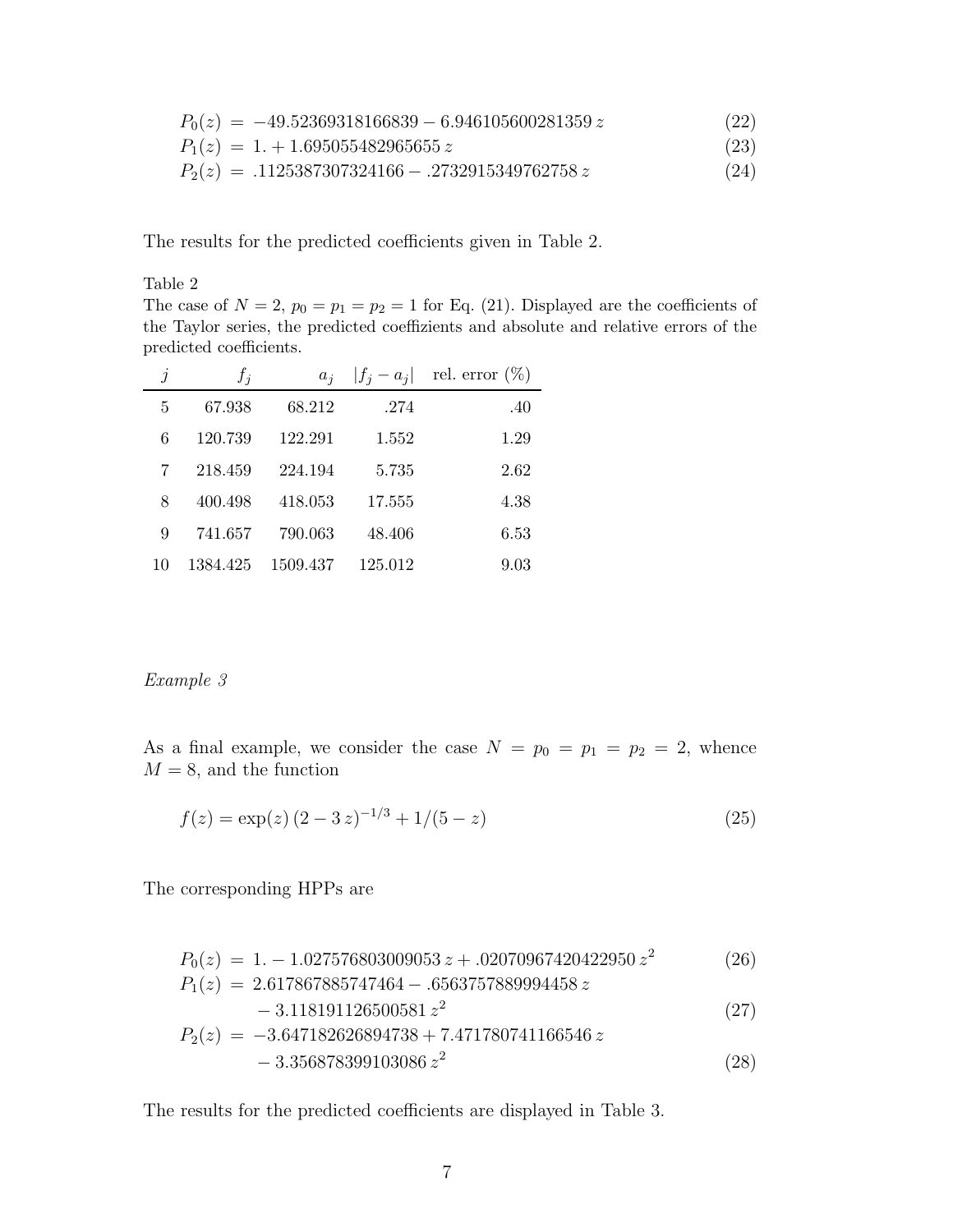$$P_0(z) = -49.52369318166839 - 6.946105600281359\, z \tag{22}$$

$$P_1(z) = 1. + 1.695055482965655\, z \tag{23}$$

$$P_2(z) = .1125387307324166 - .2732915349762758\, z \tag{24}$$

The results for the predicted coefficients given in Table 2.

Table 2
The case of $N = 2$, $p_0 = p_1 = p_2 = 1$ for Eq. (21). Displayed are the coefficients of the Taylor series, the predicted coeffizients and absolute and relative errors of the predicted coefficients.

| $j$ | $f_j$ | $a_j$ | $\lvert f_j - a_j \rvert$ | rel. error (%) |
|---|---|---|---|---|
| 5 | 67.938 | 68.212 | .274 | .40 |
| 6 | 120.739 | 122.291 | 1.552 | 1.29 |
| 7 | 218.459 | 224.194 | 5.735 | 2.62 |
| 8 | 400.498 | 418.053 | 17.555 | 4.38 |
| 9 | 741.657 | 790.063 | 48.406 | 6.53 |
| 10 | 1384.425 | 1509.437 | 125.012 | 9.03 |

*Example 3*

As a final example, we consider the case $N = p_0 = p_1 = p_2 = 2$, whence $M = 8$, and the function

$$f(z) = \exp(z)\,(2 - 3\,z)^{-1/3} + 1/(5 - z) \tag{25}$$

The corresponding HPPs are

$$P_0(z) = 1. - 1.027576803009053\, z + .02070967420422950\, z^2 \tag{26}$$

$$P_1(z) = 2.617867885747464 - .6563757889994458\, z - 3.118191126500581\, z^2 \tag{27}$$

$$P_2(z) = -3.647182626894738 + 7.471780741166546\, z - 3.356878399103086\, z^2 \tag{28}$$

The results for the predicted coefficients are displayed in Table 3.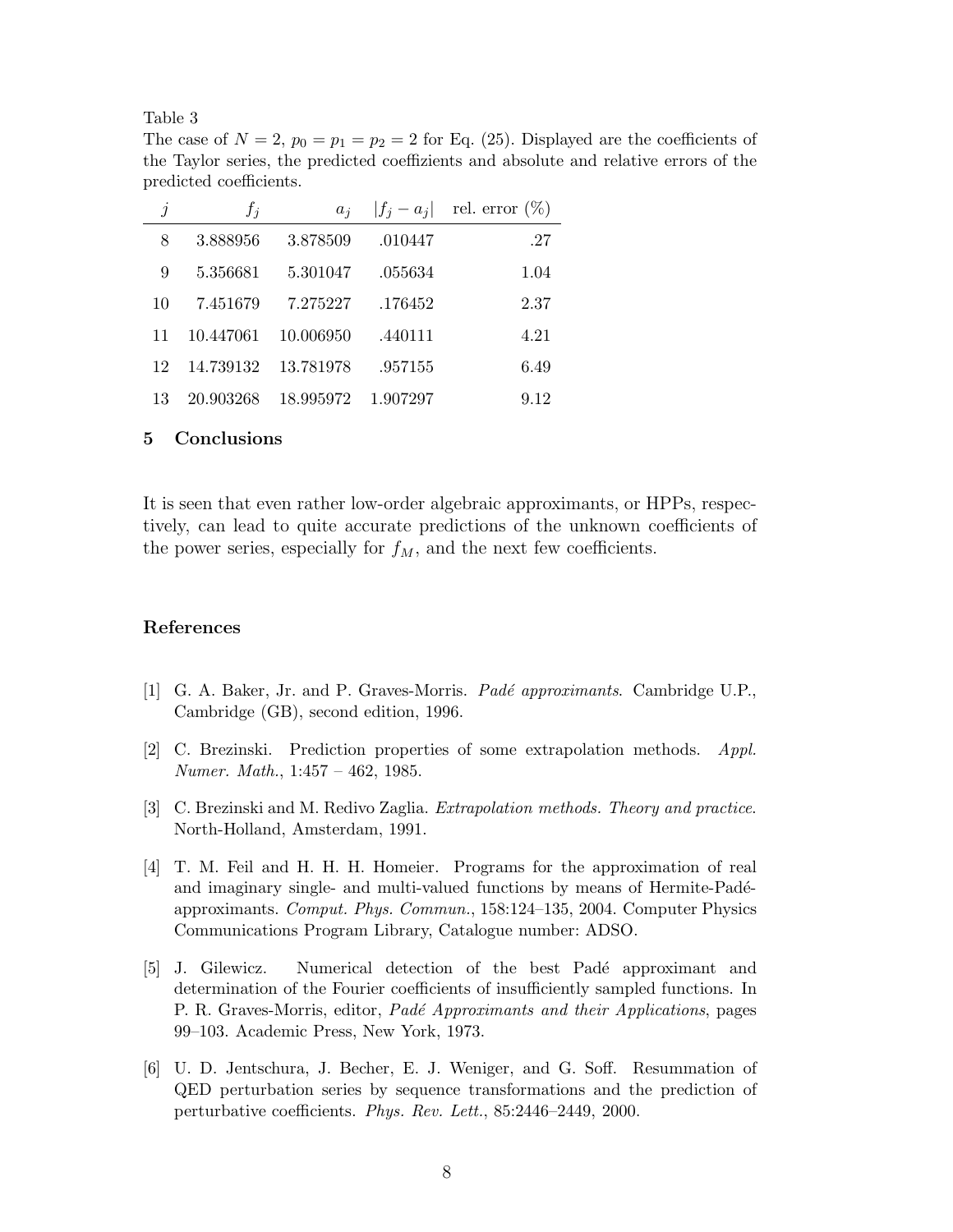Table 3

The case of $N = 2$, $p_0 = p_1 = p_2 = 2$ for Eq. (25). Displayed are the coefficients of the Taylor series, the predicted coeffizients and absolute and relative errors of the predicted coefficients.

| $j$ | $f_j$ | $a_j$ | $\|f_j - a_j\|$ | rel. error (%) |
|---|---|---|---|---|
| 8 | 3.888956 | 3.878509 | .010447 | .27 |
| 9 | 5.356681 | 5.301047 | .055634 | 1.04 |
| 10 | 7.451679 | 7.275227 | .176452 | 2.37 |
| 11 | 10.447061 | 10.006950 | .440111 | 4.21 |
| 12 | 14.739132 | 13.781978 | .957155 | 6.49 |
| 13 | 20.903268 | 18.995972 | 1.907297 | 9.12 |

## 5 Conclusions

It is seen that even rather low-order algebraic approximants, or HPPs, respectively, can lead to quite accurate predictions of the unknown coefficients of the power series, especially for $f_M$, and the next few coefficients.

## References

[1] G. A. Baker, Jr. and P. Graves-Morris. *Padé approximants*. Cambridge U.P., Cambridge (GB), second edition, 1996.

[2] C. Brezinski. Prediction properties of some extrapolation methods. *Appl. Numer. Math.*, 1:457 – 462, 1985.

[3] C. Brezinski and M. Redivo Zaglia. *Extrapolation methods. Theory and practice*. North-Holland, Amsterdam, 1991.

[4] T. M. Feil and H. H. H. Homeier. Programs for the approximation of real and imaginary single- and multi-valued functions by means of Hermite-Padé-approximants. *Comput. Phys. Commun.*, 158:124–135, 2004. Computer Physics Communications Program Library, Catalogue number: ADSO.

[5] J. Gilewicz. Numerical detection of the best Padé approximant and determination of the Fourier coefficients of insufficiently sampled functions. In P. R. Graves-Morris, editor, *Padé Approximants and their Applications*, pages 99–103. Academic Press, New York, 1973.

[6] U. D. Jentschura, J. Becher, E. J. Weniger, and G. Soff. Resummation of QED perturbation series by sequence transformations and the prediction of perturbative coefficients. *Phys. Rev. Lett.*, 85:2446–2449, 2000.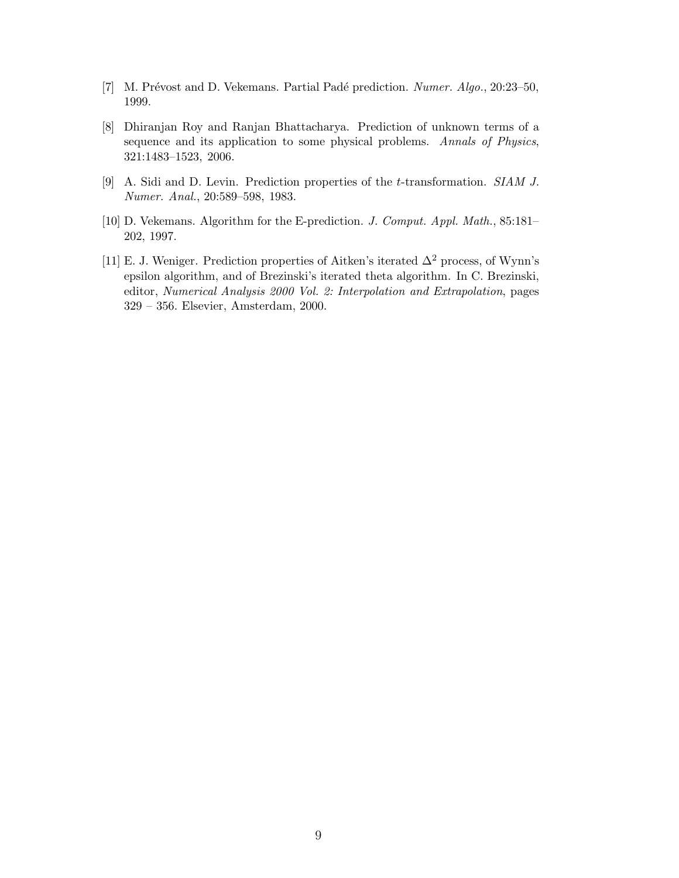[7] M. Prévost and D. Vekemans. Partial Padé prediction. *Numer. Algo.*, 20:23–50, 1999.

[8] Dhiranjan Roy and Ranjan Bhattacharya. Prediction of unknown terms of a sequence and its application to some physical problems. *Annals of Physics*, 321:1483–1523, 2006.

[9] A. Sidi and D. Levin. Prediction properties of the $t$-transformation. *SIAM J. Numer. Anal.*, 20:589–598, 1983.

[10] D. Vekemans. Algorithm for the E-prediction. *J. Comput. Appl. Math.*, 85:181–202, 1997.

[11] E. J. Weniger. Prediction properties of Aitken's iterated $\Delta^2$ process, of Wynn's epsilon algorithm, and of Brezinski's iterated theta algorithm. In C. Brezinski, editor, *Numerical Analysis 2000 Vol. 2: Interpolation and Extrapolation*, pages 329 – 356. Elsevier, Amsterdam, 2000.